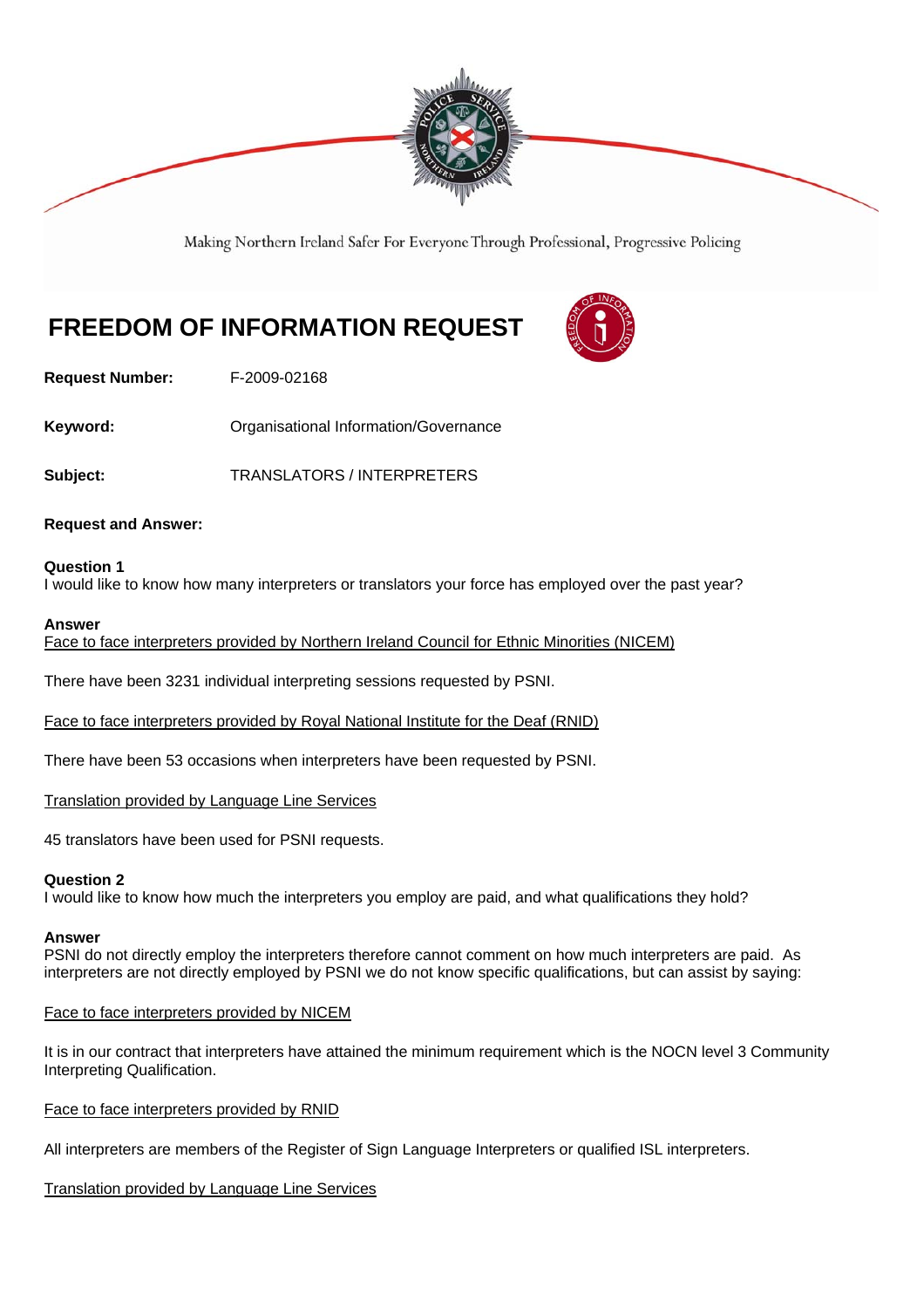Making Northern Ireland Safer For Everyone Through Professional, Progressive Policing

# FREEDOM OF INFORMATION REQUEST

**Request Number:** F-2009-02168

**Keyword:** Organisational Information/Governance

**Subject:** TRANSLATORS / INTERPRETERS

**Request and Answer:**

**Question 1**
I would like to know how many interpreters or translators your force has employed over the past year?

**Answer**
Face to face interpreters provided by Northern Ireland Council for Ethnic Minorities (NICEM)

There have been 3231 individual interpreting sessions requested by PSNI.

Face to face interpreters provided by Royal National Institute for the Deaf (RNID)

There have been 53 occasions when interpreters have been requested by PSNI.

Translation provided by Language Line Services

45 translators have been used for PSNI requests.

**Question 2**
I would like to know how much the interpreters you employ are paid, and what qualifications they hold?

**Answer**
PSNI do not directly employ the interpreters therefore cannot comment on how much interpreters are paid. As interpreters are not directly employed by PSNI we do not know specific qualifications, but can assist by saying:

Face to face interpreters provided by NICEM

It is in our contract that interpreters have attained the minimum requirement which is the NOCN level 3 Community Interpreting Qualification.

Face to face interpreters provided by RNID

All interpreters are members of the Register of Sign Language Interpreters or qualified ISL interpreters.

Translation provided by Language Line Services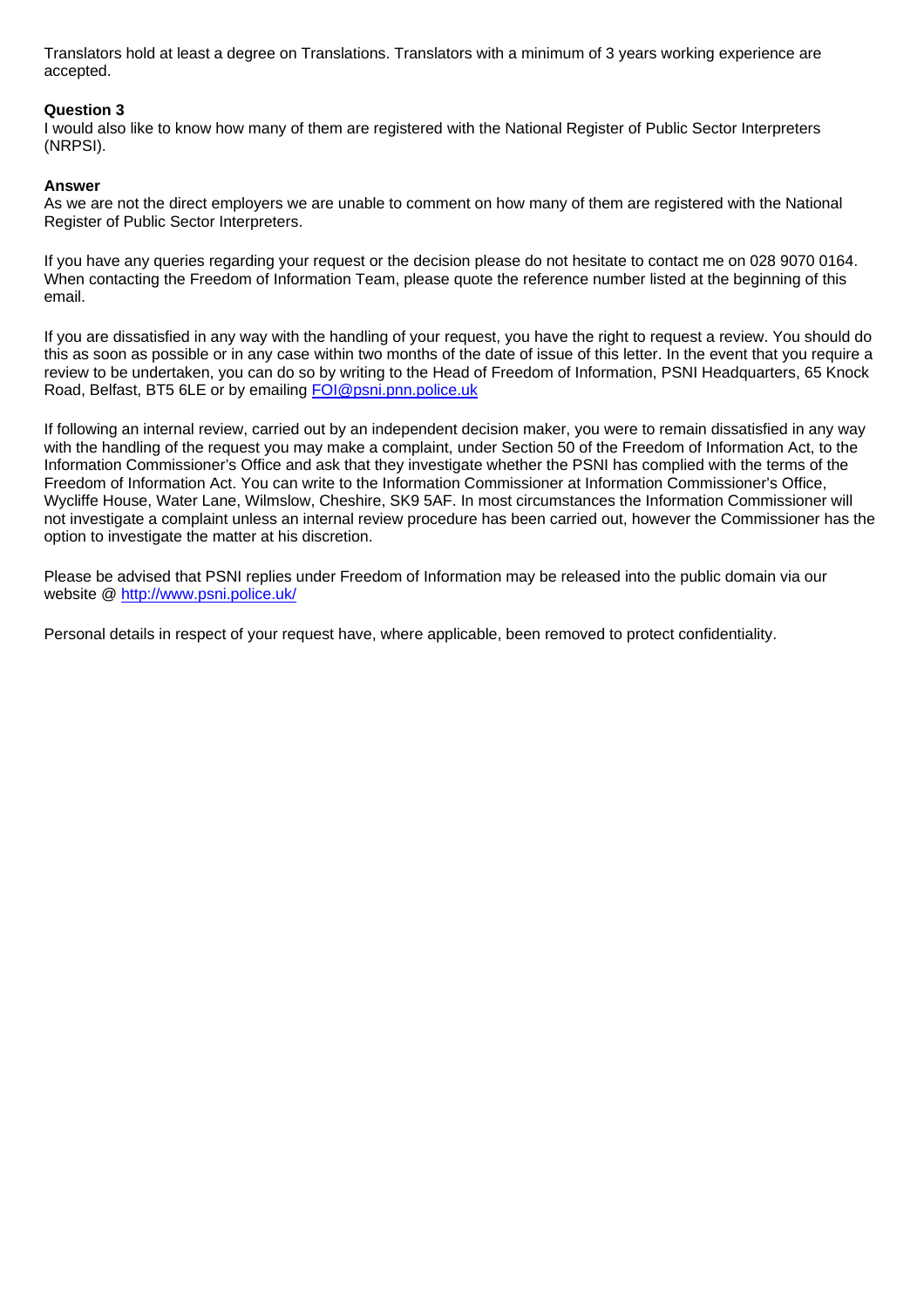Translators hold at least a degree on Translations. Translators with a minimum of 3 years working experience are accepted.

**Question 3**
I would also like to know how many of them are registered with the National Register of Public Sector Interpreters (NRPSI).

**Answer**
As we are not the direct employers we are unable to comment on how many of them are registered with the National Register of Public Sector Interpreters.

If you have any queries regarding your request or the decision please do not hesitate to contact me on 028 9070 0164. When contacting the Freedom of Information Team, please quote the reference number listed at the beginning of this email.

If you are dissatisfied in any way with the handling of your request, you have the right to request a review. You should do this as soon as possible or in any case within two months of the date of issue of this letter. In the event that you require a review to be undertaken, you can do so by writing to the Head of Freedom of Information, PSNI Headquarters, 65 Knock Road, Belfast, BT5 6LE or by emailing [FOI@psni.pnn.police.uk](mailto:FOI@psni.pnn.police.uk)

If following an internal review, carried out by an independent decision maker, you were to remain dissatisfied in any way with the handling of the request you may make a complaint, under Section 50 of the Freedom of Information Act, to the Information Commissioner's Office and ask that they investigate whether the PSNI has complied with the terms of the Freedom of Information Act. You can write to the Information Commissioner at Information Commissioner's Office, Wycliffe House, Water Lane, Wilmslow, Cheshire, SK9 5AF. In most circumstances the Information Commissioner will not investigate a complaint unless an internal review procedure has been carried out, however the Commissioner has the option to investigate the matter at his discretion.

Please be advised that PSNI replies under Freedom of Information may be released into the public domain via our website @ [http://www.psni.police.uk/](http://www.psni.police.uk/)

Personal details in respect of your request have, where applicable, been removed to protect confidentiality.